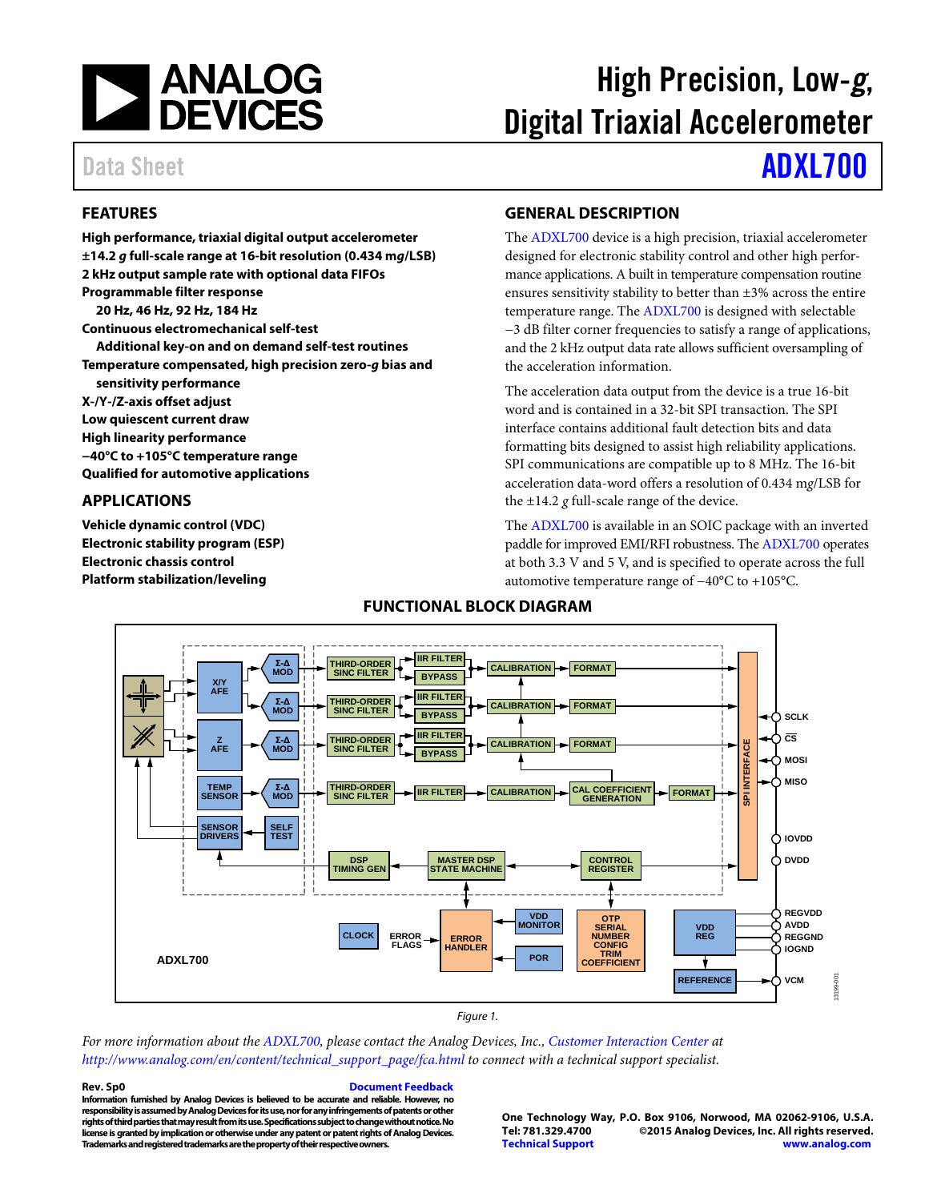# High Precision, Low-*g*, Digital Triaxial Accelerometer

Data Sheet **ADXL700**

## FEATURES

**High performance, triaxial digital output accelerometer**
**±14.2 *g* full-scale range at 16-bit resolution (0.434 m*g*/LSB)**
**2 kHz output sample rate with optional data FIFOs**
**Programmable filter response**
  **20 Hz, 46 Hz, 92 Hz, 184 Hz**
**Continuous electromechanical self-test**
  **Additional key-on and on demand self-test routines**
**Temperature compensated, high precision zero-*g* bias and sensitivity performance**
**X-/Y-/Z-axis offset adjust**
**Low quiescent current draw**
**High linearity performance**
**−40°C to +105°C temperature range**
**Qualified for automotive applications**

## APPLICATIONS

**Vehicle dynamic control (VDC)**
**Electronic stability program (ESP)**
**Electronic chassis control**
**Platform stabilization/leveling**

## GENERAL DESCRIPTION

The ADXL700 device is a high precision, triaxial accelerometer designed for electronic stability control and other high performance applications. A built in temperature compensation routine ensures sensitivity stability to better than ±3% across the entire temperature range. The ADXL700 is designed with selectable −3 dB filter corner frequencies to satisfy a range of applications, and the 2 kHz output data rate allows sufficient oversampling of the acceleration information.

The acceleration data output from the device is a true 16-bit word and is contained in a 32-bit SPI transaction. The SPI interface contains additional fault detection bits and data formatting bits designed to assist high reliability applications. SPI communications are compatible up to 8 MHz. The 16-bit acceleration data-word offers a resolution of 0.434 m*g*/LSB for the ±14.2 *g* full-scale range of the device.

The ADXL700 is available in an SOIC package with an inverted paddle for improved EMI/RFI robustness. The ADXL700 operates at both 3.3 V and 5 V, and is specified to operate across the full automotive temperature range of −40°C to +105°C.

## FUNCTIONAL BLOCK DIAGRAM

Figure 1.

*For more information about the ADXL700, please contact the Analog Devices, Inc., Customer Interaction Center at http://www.analog.com/en/content/technical_support_page/fca.html to connect with a technical support specialist.*

**Rev. Sp0** **Document Feedback**
Information furnished by Analog Devices is believed to be accurate and reliable. However, no responsibility is assumed by Analog Devices for its use, nor for any infringements of patents or other rights of third parties that may result from its use. Specifications subject to change without notice. No license is granted by implication or otherwise under any patent or patent rights of Analog Devices. Trademarks and registered trademarks are the property of their respective owners.

One Technology Way, P.O. Box 9106, Norwood, MA 02062-9106, U.S.A.
Tel: 781.329.4700 ©2015 Analog Devices, Inc. All rights reserved.
Technical Support www.analog.com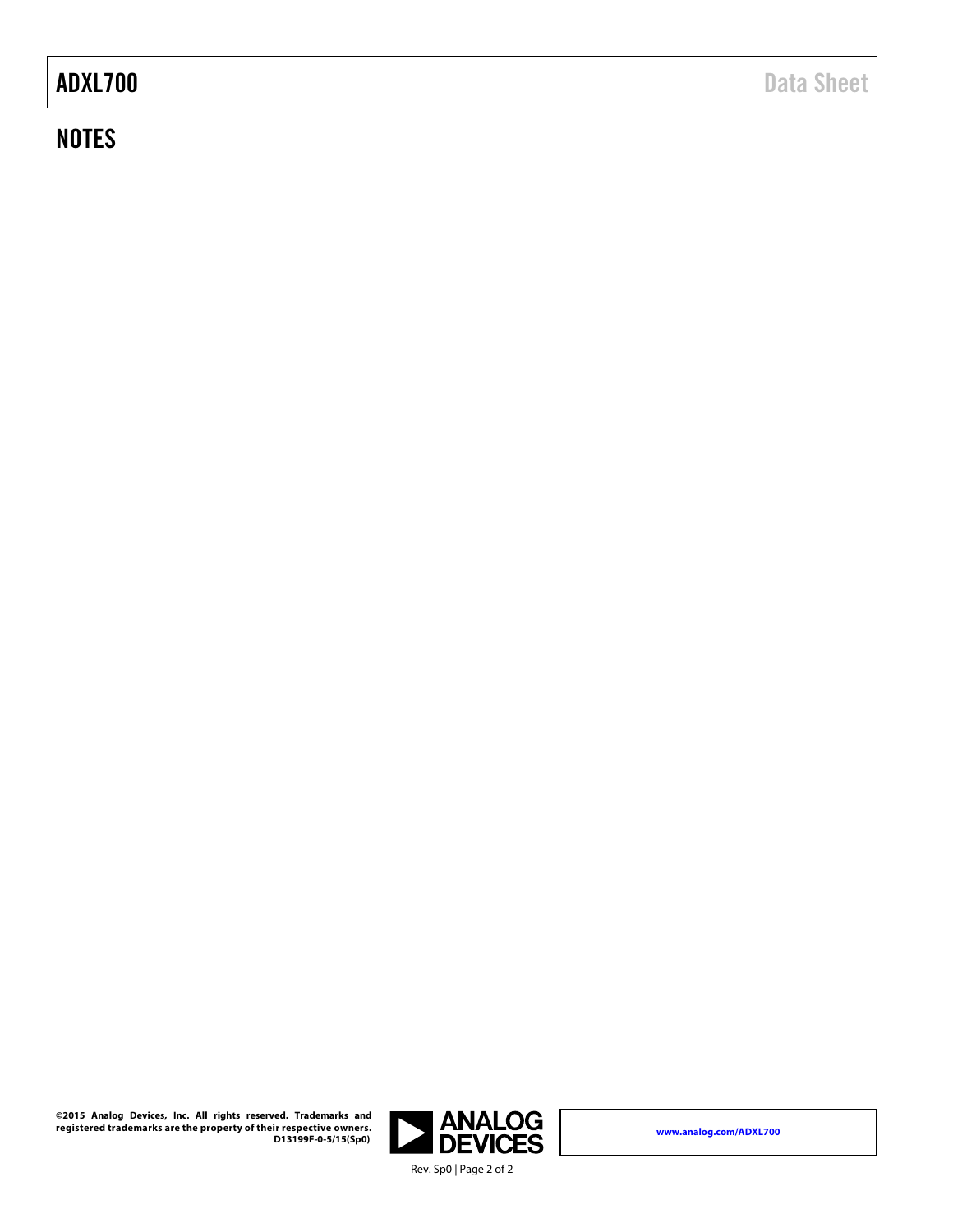# NOTES

©2015 Analog Devices, Inc. All rights reserved. Trademarks and registered trademarks are the property of their respective owners.
D13199F-0-5/15(Sp0)

www.analog.com/ADXL700